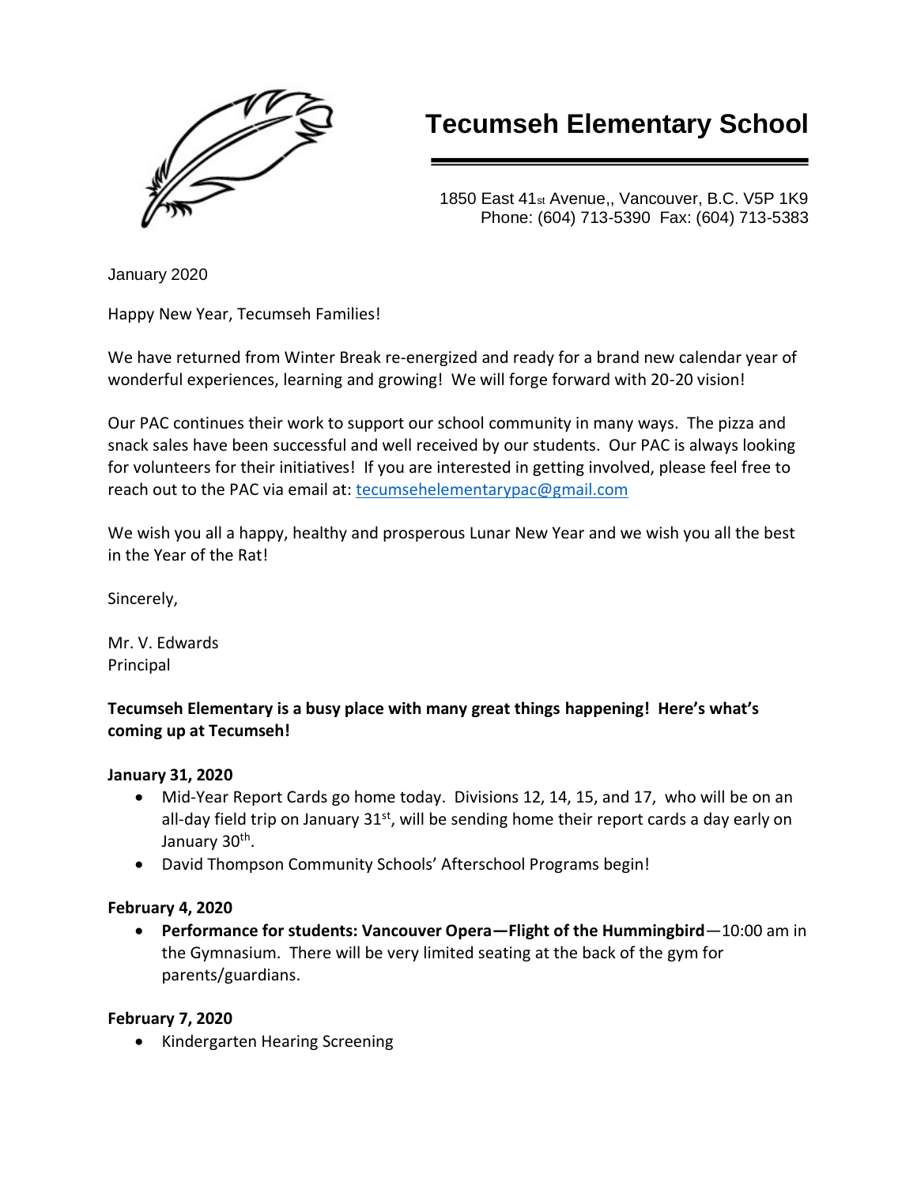# Tecumseh Elementary School

1850 East 41st Avenue,, Vancouver, B.C. V5P 1K9
Phone: (604) 713-5390 Fax: (604) 713-5383

January 2020

Happy New Year, Tecumseh Families!

We have returned from Winter Break re-energized and ready for a brand new calendar year of wonderful experiences, learning and growing! We will forge forward with 20-20 vision!

Our PAC continues their work to support our school community in many ways. The pizza and snack sales have been successful and well received by our students. Our PAC is always looking for volunteers for their initiatives! If you are interested in getting involved, please feel free to reach out to the PAC via email at: tecumsehelementarypac@gmail.com

We wish you all a happy, healthy and prosperous Lunar New Year and we wish you all the best in the Year of the Rat!

Sincerely,

Mr. V. Edwards
Principal

**Tecumseh Elementary is a busy place with many great things happening! Here's what's coming up at Tecumseh!**

**January 31, 2020**

- Mid-Year Report Cards go home today. Divisions 12, 14, 15, and 17, who will be on an all-day field trip on January 31st, will be sending home their report cards a day early on January 30th.
- David Thompson Community Schools' Afterschool Programs begin!

**February 4, 2020**

- **Performance for students: Vancouver Opera—Flight of the Hummingbird**—10:00 am in the Gymnasium. There will be very limited seating at the back of the gym for parents/guardians.

**February 7, 2020**

- Kindergarten Hearing Screening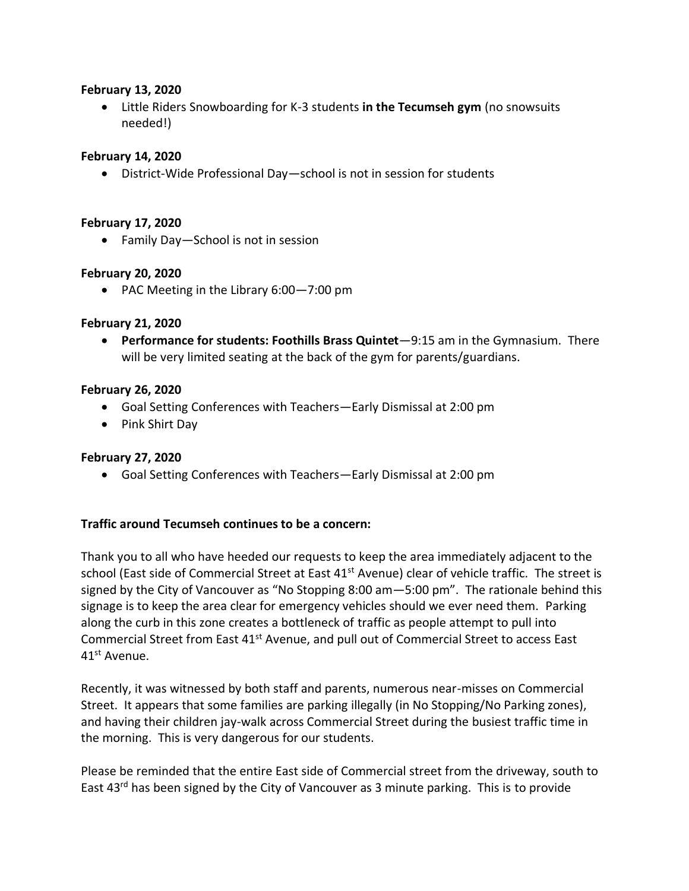**February 13, 2020**

- Little Riders Snowboarding for K-3 students **in the Tecumseh gym** (no snowsuits needed!)

**February 14, 2020**

- District-Wide Professional Day—school is not in session for students

**February 17, 2020**

- Family Day—School is not in session

**February 20, 2020**

- PAC Meeting in the Library 6:00—7:00 pm

**February 21, 2020**

- **Performance for students: Foothills Brass Quintet**—9:15 am in the Gymnasium. There will be very limited seating at the back of the gym for parents/guardians.

**February 26, 2020**

- Goal Setting Conferences with Teachers—Early Dismissal at 2:00 pm
- Pink Shirt Day

**February 27, 2020**

- Goal Setting Conferences with Teachers—Early Dismissal at 2:00 pm

**Traffic around Tecumseh continues to be a concern:**

Thank you to all who have heeded our requests to keep the area immediately adjacent to the school (East side of Commercial Street at East 41st Avenue) clear of vehicle traffic. The street is signed by the City of Vancouver as "No Stopping 8:00 am—5:00 pm". The rationale behind this signage is to keep the area clear for emergency vehicles should we ever need them. Parking along the curb in this zone creates a bottleneck of traffic as people attempt to pull into Commercial Street from East 41st Avenue, and pull out of Commercial Street to access East 41st Avenue.

Recently, it was witnessed by both staff and parents, numerous near-misses on Commercial Street. It appears that some families are parking illegally (in No Stopping/No Parking zones), and having their children jay-walk across Commercial Street during the busiest traffic time in the morning. This is very dangerous for our students.

Please be reminded that the entire East side of Commercial street from the driveway, south to East 43rd has been signed by the City of Vancouver as 3 minute parking. This is to provide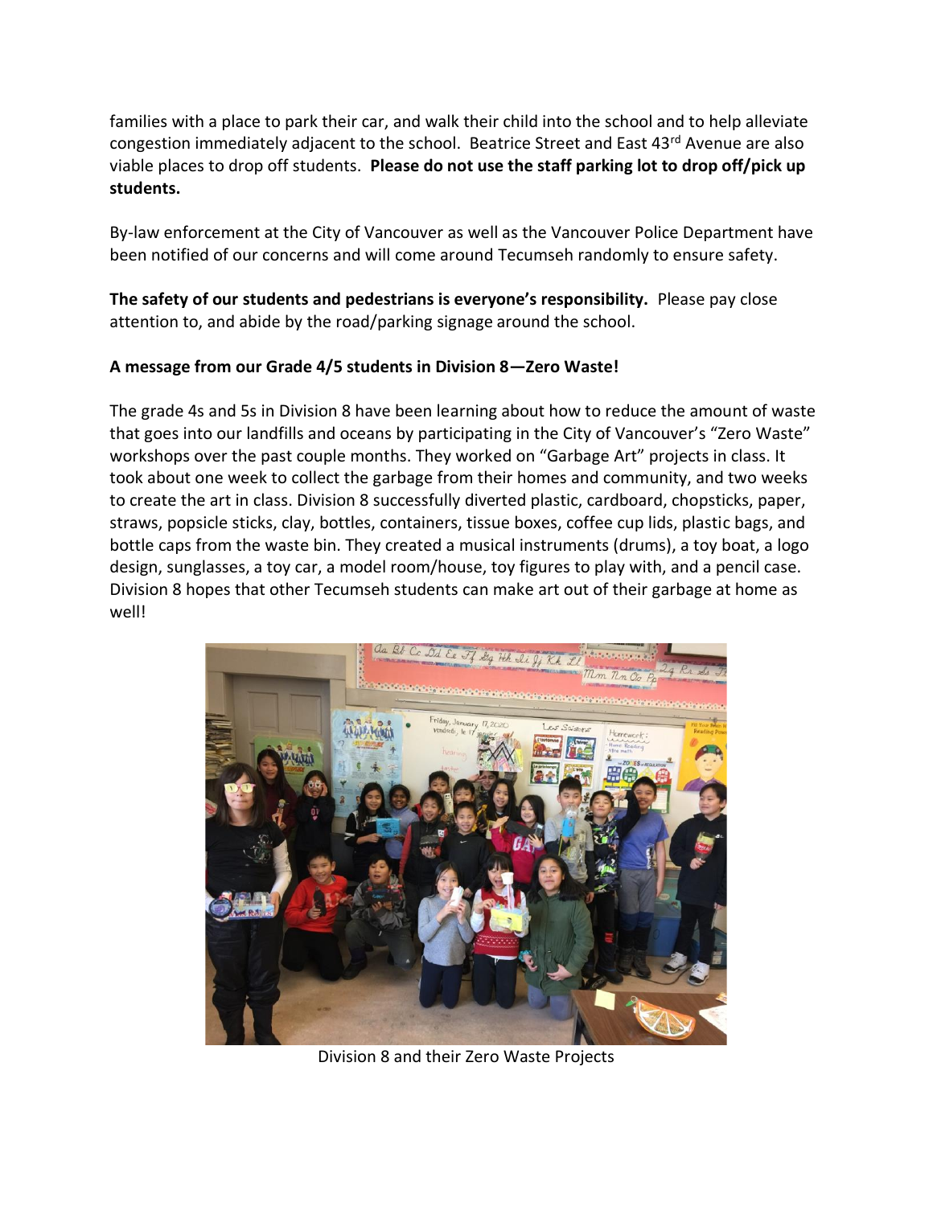families with a place to park their car, and walk their child into the school and to help alleviate congestion immediately adjacent to the school. Beatrice Street and East 43rd Avenue are also viable places to drop off students. **Please do not use the staff parking lot to drop off/pick up students.**

By-law enforcement at the City of Vancouver as well as the Vancouver Police Department have been notified of our concerns and will come around Tecumseh randomly to ensure safety.

**The safety of our students and pedestrians is everyone's responsibility.** Please pay close attention to, and abide by the road/parking signage around the school.

**A message from our Grade 4/5 students in Division 8—Zero Waste!**

The grade 4s and 5s in Division 8 have been learning about how to reduce the amount of waste that goes into our landfills and oceans by participating in the City of Vancouver's "Zero Waste" workshops over the past couple months. They worked on "Garbage Art" projects in class. It took about one week to collect the garbage from their homes and community, and two weeks to create the art in class. Division 8 successfully diverted plastic, cardboard, chopsticks, paper, straws, popsicle sticks, clay, bottles, containers, tissue boxes, coffee cup lids, plastic bags, and bottle caps from the waste bin. They created a musical instruments (drums), a toy boat, a logo design, sunglasses, a toy car, a model room/house, toy figures to play with, and a pencil case. Division 8 hopes that other Tecumseh students can make art out of their garbage at home as well!

Division 8 and their Zero Waste Projects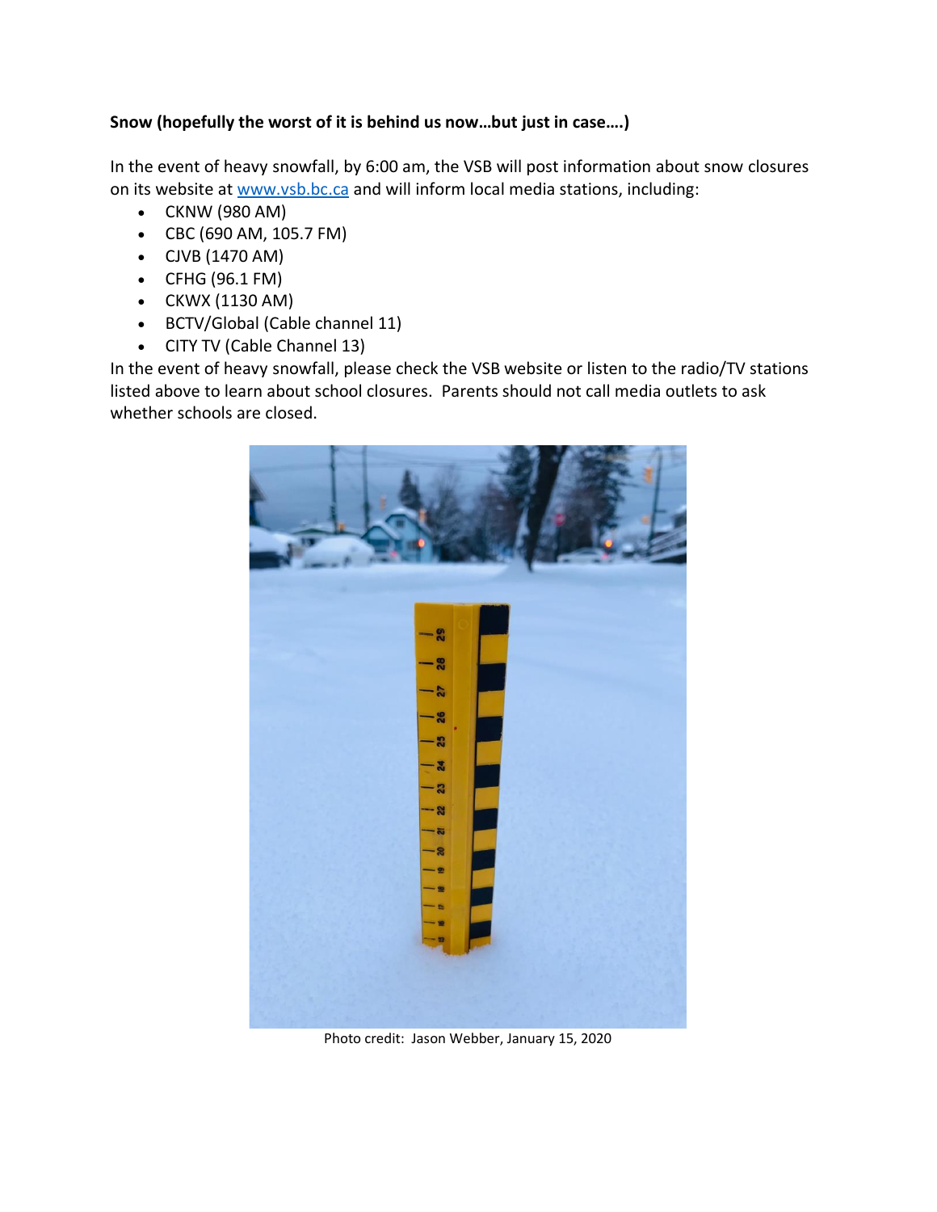**Snow (hopefully the worst of it is behind us now…but just in case….)**

In the event of heavy snowfall, by 6:00 am, the VSB will post information about snow closures on its website at www.vsb.bc.ca and will inform local media stations, including:

- CKNW (980 AM)
- CBC (690 AM, 105.7 FM)
- CJVB (1470 AM)
- CFHG (96.1 FM)
- CKWX (1130 AM)
- BCTV/Global (Cable channel 11)
- CITY TV (Cable Channel 13)

In the event of heavy snowfall, please check the VSB website or listen to the radio/TV stations listed above to learn about school closures. Parents should not call media outlets to ask whether schools are closed.

Photo credit: Jason Webber, January 15, 2020